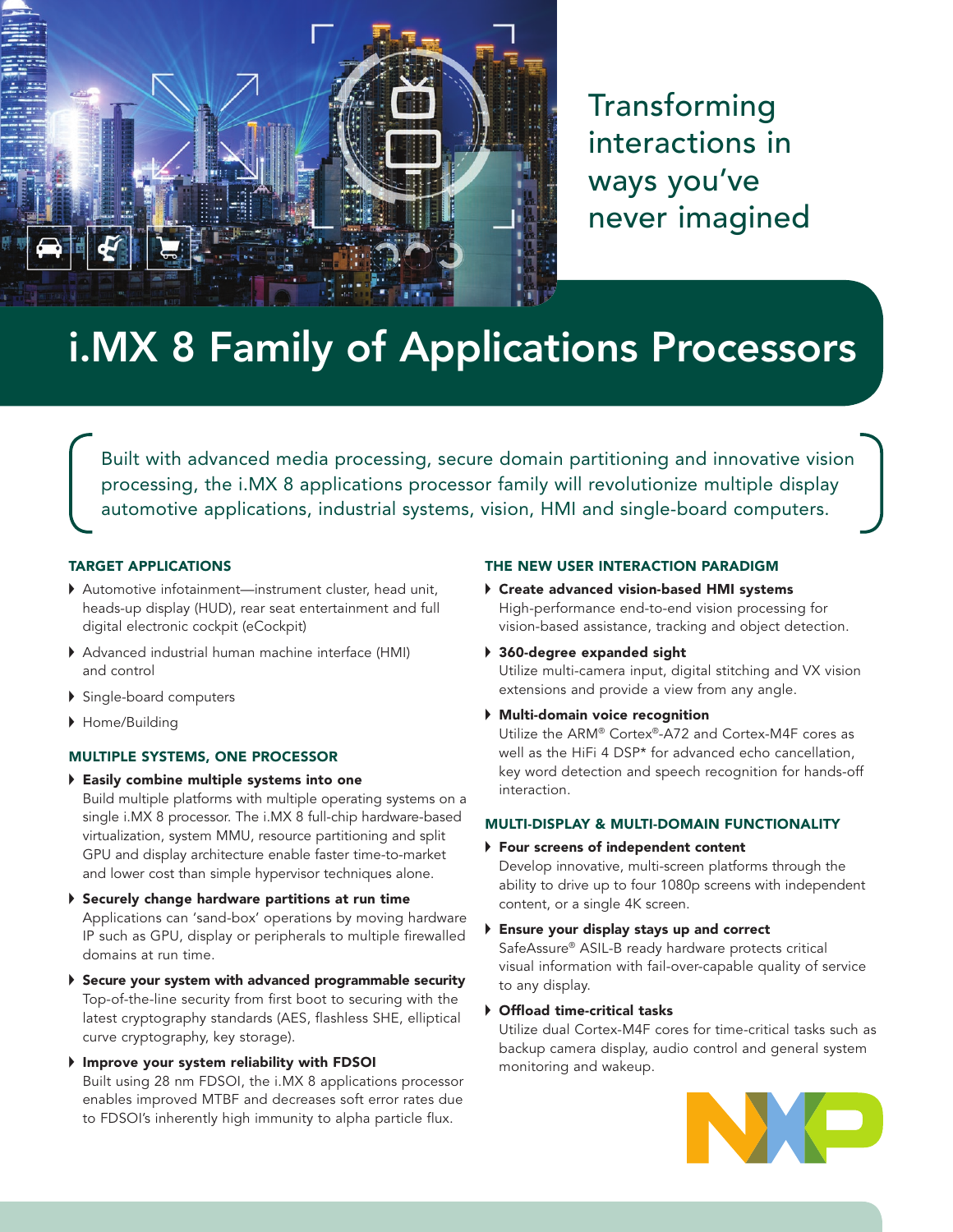Transforming interactions in ways you've never imagined

# i.MX 8 Family of Applications Processors

Built with advanced media processing, secure domain partitioning and innovative vision processing, the i.MX 8 applications processor family will revolutionize multiple display automotive applications, industrial systems, vision, HMI and single-board computers.

## TARGET APPLICATIONS

- Automotive infotainment—instrument cluster, head unit, heads-up display (HUD), rear seat entertainment and full digital electronic cockpit (eCockpit)
- Advanced industrial human machine interface (HMI) and control
- Single-board computers
- Home/Building

## MULTIPLE SYSTEMS, ONE PROCESSOR

- **Easily combine multiple systems into one**
  Build multiple platforms with multiple operating systems on a single i.MX 8 processor. The i.MX 8 full-chip hardware-based virtualization, system MMU, resource partitioning and split GPU and display architecture enable faster time-to-market and lower cost than simple hypervisor techniques alone.
- **Securely change hardware partitions at run time**
  Applications can 'sand-box' operations by moving hardware IP such as GPU, display or peripherals to multiple firewalled domains at run time.
- **Secure your system with advanced programmable security**
  Top-of-the-line security from first boot to securing with the latest cryptography standards (AES, flashless SHE, elliptical curve cryptography, key storage).
- **Improve your system reliability with FDSOI**
  Built using 28 nm FDSOI, the i.MX 8 applications processor enables improved MTBF and decreases soft error rates due to FDSOI's inherently high immunity to alpha particle flux.

## THE NEW USER INTERACTION PARADIGM

- **Create advanced vision-based HMI systems**
  High-performance end-to-end vision processing for vision-based assistance, tracking and object detection.
- **360-degree expanded sight**
  Utilize multi-camera input, digital stitching and VX vision extensions and provide a view from any angle.
- **Multi-domain voice recognition**
  Utilize the ARM® Cortex®-A72 and Cortex-M4F cores as well as the HiFi 4 DSP* for advanced echo cancellation, key word detection and speech recognition for hands-off interaction.

## MULTI-DISPLAY & MULTI-DOMAIN FUNCTIONALITY

- **Four screens of independent content**
  Develop innovative, multi-screen platforms through the ability to drive up to four 1080p screens with independent content, or a single 4K screen.
- **Ensure your display stays up and correct**
  SafeAssure® ASIL-B ready hardware protects critical visual information with fail-over-capable quality of service to any display.
- **Offload time-critical tasks**
  Utilize dual Cortex-M4F cores for time-critical tasks such as backup camera display, audio control and general system monitoring and wakeup.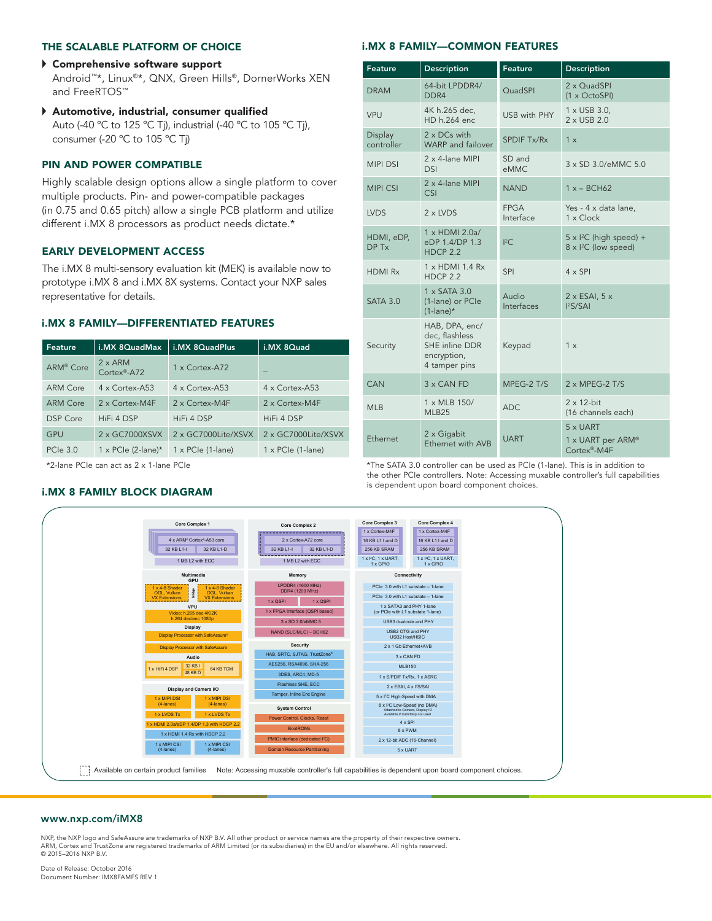## THE SCALABLE PLATFORM OF CHOICE

- **Comprehensive software support**
  Android™*, Linux®*, QNX, Green Hills®, DornerWorks XEN and FreeRTOS™
- **Automotive, industrial, consumer qualified**
  Auto (-40 °C to 125 °C Tj), industrial (-40 °C to 105 °C Tj), consumer (-20 °C to 105 °C Tj)

## PIN AND POWER COMPATIBLE

Highly scalable design options allow a single platform to cover multiple products. Pin- and power-compatible packages (in 0.75 and 0.65 pitch) allow a single PCB platform and utilize different i.MX 8 processors as product needs dictate.*

## EARLY DEVELOPMENT ACCESS

The i.MX 8 multi-sensory evaluation kit (MEK) is available now to prototype i.MX 8 and i.MX 8X systems. Contact your NXP sales representative for details.

## i.MX 8 FAMILY—DIFFERENTIATED FEATURES

| Feature | i.MX 8QuadMax | i.MX 8QuadPlus | i.MX 8Quad |
|---|---|---|---|
| ARM® Core | 2 x ARM Cortex®-A72 | 1 x Cortex-A72 | – |
| ARM Core | 4 x Cortex-A53 | 4 x Cortex-A53 | 4 x Cortex-A53 |
| ARM Core | 2 x Cortex-M4F | 2 x Cortex-M4F | 2 x Cortex-M4F |
| DSP Core | HiFi 4 DSP | HiFi 4 DSP | HiFi 4 DSP |
| GPU | 2 x GC7000XSVX | 2 x GC7000Lite/XSVX | 2 x GC7000Lite/XSVX |
| PCIe 3.0 | 1 x PCIe (2-lane)* | 1 x PCIe (1-lane) | 1 x PCIe (1-lane) |

*2-lane PCIe can act as 2 x 1-lane PCIe

## i.MX 8 FAMILY—COMMON FEATURES

| Feature | Description | Feature | Description |
|---|---|---|---|
| DRAM | 64-bit LPDDR4/ DDR4 | QuadSPI | 2 x QuadSPI (1 x OctoSPI) |
| VPU | 4K h.265 dec, HD h.264 enc | USB with PHY | 1 x USB 3.0, 2 x USB 2.0 |
| Display controller | 2 x DCs with WARP and failover | SPDIF Tx/Rx | 1 x |
| MIPI DSI | 2 x 4-lane MIPI DSI | SD and eMMC | 3 x SD 3.0/eMMC 5.0 |
| MIPI CSI | 2 x 4-lane MIPI CSI | NAND | 1 x – BCH62 |
| LVDS | 2 x LVDS | FPGA Interface | Yes - 4 x data lane, 1 x Clock |
| HDMI, eDP, DP Tx | 1 x HDMI 2.0a/ eDP 1.4/DP 1.3 HDCP 2.2 | I²C | 5 x I²C (high speed) + 8 x I²C (low speed) |
| HDMI Rx | 1 x HDMI 1.4 Rx HDCP 2.2 | SPI | 4 x SPI |
| SATA 3.0 | 1 x SATA 3.0 (1-lane) or PCIe (1-lane)* | Audio Interfaces | 2 x ESAI, 5 x I²S/SAI |
| Security | HAB, DPA, enc/ dec, flashless SHE inline DDR encryption, 4 tamper pins | Keypad | 1 x |
| CAN | 3 x CAN FD | MPEG-2 T/S | 2 x MPEG-2 T/S |
| MLB | 1 x MLB 150/ MLB25 | ADC | 2 x 12-bit (16 channels each) |
| Ethernet | 2 x Gigabit Ethernet with AVB | UART | 5 x UART 1 x UART per ARM® Cortex®-M4F |

*The SATA 3.0 controller can be used as PCIe (1-lane). This is in addition to the other PCIe controllers. Note: Accessing muxable controller's full capabilities is dependent upon board component choices.

## i.MX 8 FAMILY BLOCK DIAGRAM

Core Complex 1
4 x ARM® Cortex®-A53 core
32 KB L1-I | 32 KB L1-D
1 MB L2 with ECC

Core Complex 2
2 x Cortex-A72 core
32 KB L1-I | 32 KB L1-D
1 MB L2 with ECC

Core Complex 3
1 x Cortex-M4F
16 KB L1 I and D
256 KB SRAM
1 x I²C, 1 x UART, 1 x GPIO

Core Complex 4
1 x Cortex-M4F
16 KB L1 I and D
256 KB SRAM
1 x I²C, 1 x UART, 1 x GPIO

Multimedia
GPU
1 x 4-8 Shader OGL, Vulkan VX Extensions | Bridge | 1 x 4-8 Shader OGL, Vulkan VX Extensions
VPU
Video: h.265 dec 4K/2K h.264 dec/enc 1080p
Display
Display Processor with SafeAssure®
Display Processor with SafeAssure
Audio
1 x HiFi 4 DSP | 32 KB I | 48 KB D | 64 KB TCM

Display and Camera I/O
1 x MIPI DSI (4-lanes) | 1 x MIPI DSI (4-lanes)
1 x LVDS Tx | 1 x LVDS Tx
1 x HDMI 2.0a/eDP 1.4/DP 1.3 with HDCP 2.2
1 x HDMI 1.4 Rx with HDCP 2.2
1 x MIPI CSI (4-lanes) | 1 x MIPI CSI (4-lanes)

Memory
LPDDR4 (1600 MHz) DDR4 (1200 MHz)
1 x QSPI | 1 x QSPI
1 x FPGA Interface (QSPI based)
3 x SD 3.0/eMMC 5
NAND (SLC/MLC) – BCH62

Security
HAB, SRTC, SJTAG, TrustZone®
AES256, RSA4096, SHA-256
3DES, ARC4, MD-5
Flashless SHE, ECC
Tamper, Inline Enc Engine

System Control
Power Control, Clocks, Reset
BootROMs
PMIC interface (dedicated I²C)
Domain Resource Partitioning

Connectivity
PCIe 3.0 with L1 substate – 1-lane
PCIe 3.0 with L1 substate – 1-lane
1 x SATA3 and PHY 1-lane (or PCIe with L1 substate 1-lane)
USB3 dual-role and PHY
USB2 OTG and PHY USB2 Host/HSIC
2 x 1 Gb Ethernet+AVB
3 x CAN FD
MLB150
1 x S/PDIF Tx/Rx, 1 x ASRC
2 x ESAI, 4 x I²S/SAI
5 x I²C High-Speed with DMA
8 x I²C Low-Speed (no DMA) Attached to Camera, Display I/O Available if Cam/Disp not used
4 x SPI
8 x PWM
2 x 12-bit ADC (16-Channel)
5 x UART

Available on certain product families
Note: Accessing muxable controller's full capabilities is dependent upon board component choices.

**www.nxp.com/iMX8**

NXP, the NXP logo and SafeAssure are trademarks of NXP B.V. All other product or service names are the property of their respective owners. ARM, Cortex and TrustZone are registered trademarks of ARM Limited (or its subsidiaries) in the EU and/or elsewhere. All rights reserved.
© 2015–2016 NXP B.V.

Date of Release: October 2016
Document Number: IMX8FAMFS REV 1